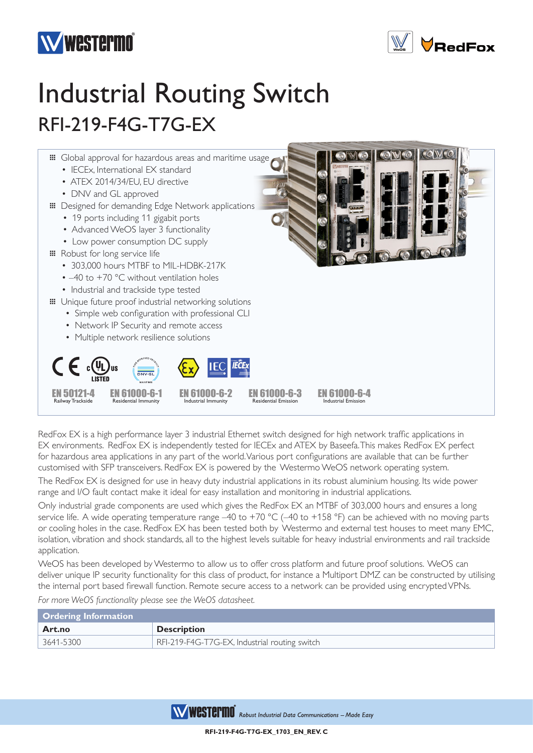# Industrial Routing Switch

## RFI-219-F4G-T7G-EX

- Global approval for hazardous areas and maritime usage
  - IECEx, International EX standard
  - ATEX 2014/34/EU, EU directive
  - DNV and GL approved
- Designed for demanding Edge Network applications
  - 19 ports including 11 gigabit ports
  - Advanced WeOS layer 3 functionality
  - Low power consumption DC supply
- Robust for long service life
  - 303,000 hours MTBF to MIL-HDBK-217K
  - –40 to +70 °C without ventilation holes
  - Industrial and trackside type tested
- Unique future proof industrial networking solutions
  - Simple web configuration with professional CLI
  - Network IP Security and remote access
  - Multiple network resilience solutions

**EN 50121-4** Railway Trackside
**EN 61000-6-1** Residential Immunity
**EN 61000-6-2** Industrial Immunity
**EN 61000-6-3** Residential Emission
**EN 61000-6-4** Industrial Emission

RedFox EX is a high performance layer 3 industrial Ethernet switch designed for high network traffic applications in EX environments. RedFox EX is independently tested for IECEx and ATEX by Baseefa. This makes RedFox EX perfect for hazardous area applications in any part of the world. Various port configurations are available that can be further customised with SFP transceivers. RedFox EX is powered by the Westermo WeOS network operating system.

The RedFox EX is designed for use in heavy duty industrial applications in its robust aluminium housing. Its wide power range and I/O fault contact make it ideal for easy installation and monitoring in industrial applications.

Only industrial grade components are used which gives the RedFox EX an MTBF of 303,000 hours and ensures a long service life. A wide operating temperature range –40 to +70 °C (–40 to +158 °F) can be achieved with no moving parts or cooling holes in the case. RedFox EX has been tested both by Westermo and external test houses to meet many EMC, isolation, vibration and shock standards, all to the highest levels suitable for heavy industrial environments and rail trackside application.

WeOS has been developed by Westermo to allow us to offer cross platform and future proof solutions. WeOS can deliver unique IP security functionality for this class of product, for instance a Multiport DMZ can be constructed by utilising the internal port based firewall function. Remote secure access to a network can be provided using encrypted VPNs.

*For more WeOS functionality please see the WeOS datasheet.*

**Ordering Information**

| Art.no | Description |
|---|---|
| 3641-5300 | RFI-219-F4G-T7G-EX, Industrial routing switch |

*Robust Industrial Data Communications – Made Easy*

RFI-219-F4G-T7G-EX_1703_EN_REV. C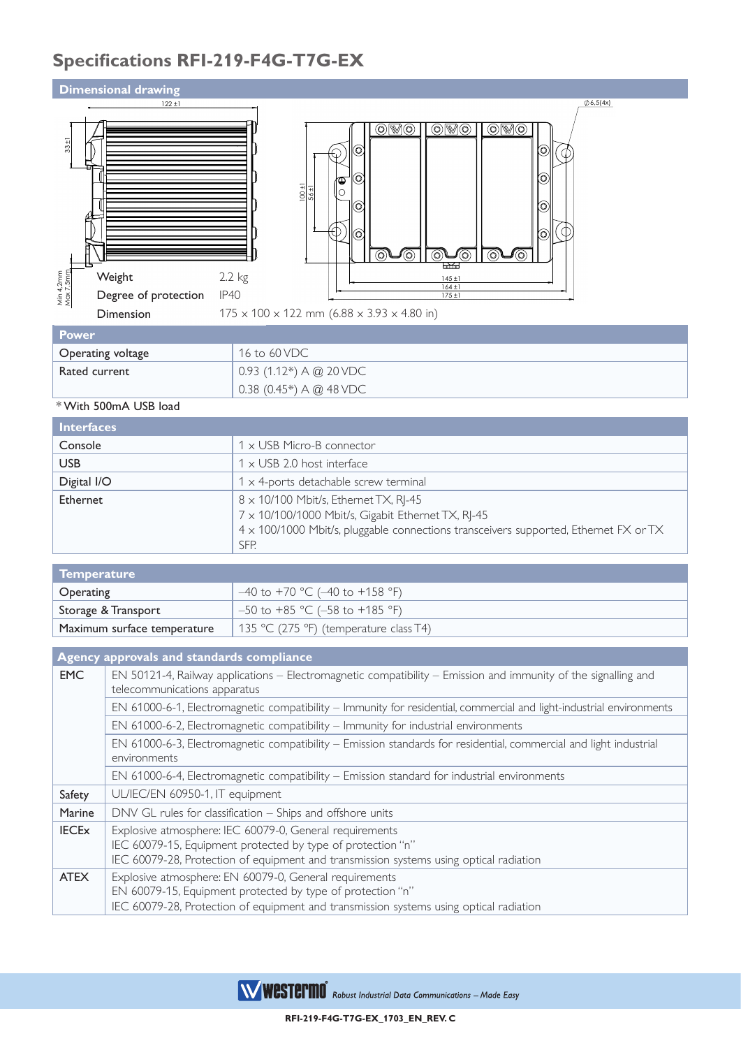# Specifications RFI-219-F4G-T7G-EX

## Dimensional drawing

122 ±1

33 ±1

100 ±1

56 ±1

Ø 6.5(4x)

145 ±1

164 ±1

175 ±1

Min 4.2mm
Max 7.5mm

| | |
|---|---|
| Weight | 2.2 kg |
| Degree of protection | IP40 |
| Dimension | 175 × 100 × 122 mm (6.88 × 3.93 × 4.80 in) |

| Power | |
|---|---|
| Operating voltage | 16 to 60 VDC |
| Rated current | 0.93 (1.12*) A @ 20 VDC<br>0.38 (0.45*) A @ 48 VDC |

* With 500mA USB load

| Interfaces | |
|---|---|
| Console | 1 × USB Micro-B connector |
| USB | 1 × USB 2.0 host interface |
| Digital I/O | 1 × 4-ports detachable screw terminal |
| Ethernet | 8 × 10/100 Mbit/s, Ethernet TX, RJ-45<br>7 × 10/100/1000 Mbit/s, Gigabit Ethernet TX, RJ-45<br>4 × 100/1000 Mbit/s, pluggable connections transceivers supported, Ethernet FX or TX SFP. |

| Temperature | |
|---|---|
| Operating | –40 to +70 °C (–40 to +158 °F) |
| Storage & Transport | –50 to +85 °C (–58 to +185 °F) |
| Maximum surface temperature | 135 °C (275 °F) (temperature class T4) |

| Agency approvals and standards compliance | |
|---|---|
| EMC | EN 50121-4, Railway applications – Electromagnetic compatibility – Emission and immunity of the signalling and telecommunications apparatus |
| | EN 61000-6-1, Electromagnetic compatibility – Immunity for residential, commercial and light-industrial environments |
| | EN 61000-6-2, Electromagnetic compatibility – Immunity for industrial environments |
| | EN 61000-6-3, Electromagnetic compatibility – Emission standards for residential, commercial and light industrial environments |
| | EN 61000-6-4, Electromagnetic compatibility – Emission standard for industrial environments |
| Safety | UL/IEC/EN 60950-1, IT equipment |
| Marine | DNV GL rules for classification – Ships and offshore units |
| IECEx | Explosive atmosphere: IEC 60079-0, General requirements<br>IEC 60079-15, Equipment protected by type of protection "n"<br>IEC 60079-28, Protection of equipment and transmission systems using optical radiation |
| ATEX | Explosive atmosphere: EN 60079-0, General requirements<br>EN 60079-15, Equipment protected by type of protection "n"<br>IEC 60079-28, Protection of equipment and transmission systems using optical radiation |

Westermo *Robust Industrial Data Communications – Made Easy*

RFI-219-F4G-T7G-EX_1703_EN_REV. C